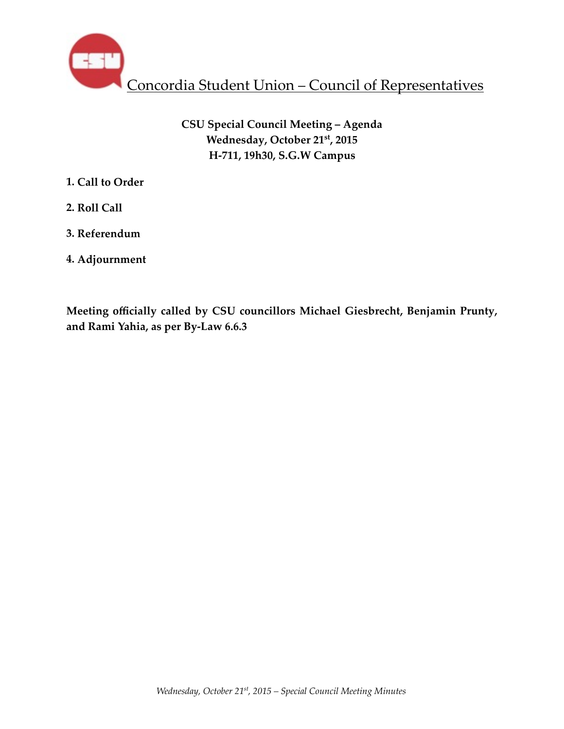# Concordia Student Union – Council of Representatives

**CSU Special Council Meeting – Agenda**
**Wednesday, October 21st, 2015**
**H-711, 19h30, S.G.W Campus**

**1. Call to Order**

**2. Roll Call**

**3. Referendum**

**4. Adjournment**

**Meeting officially called by CSU councillors Michael Giesbrecht, Benjamin Prunty, and Rami Yahia, as per By-Law 6.6.3**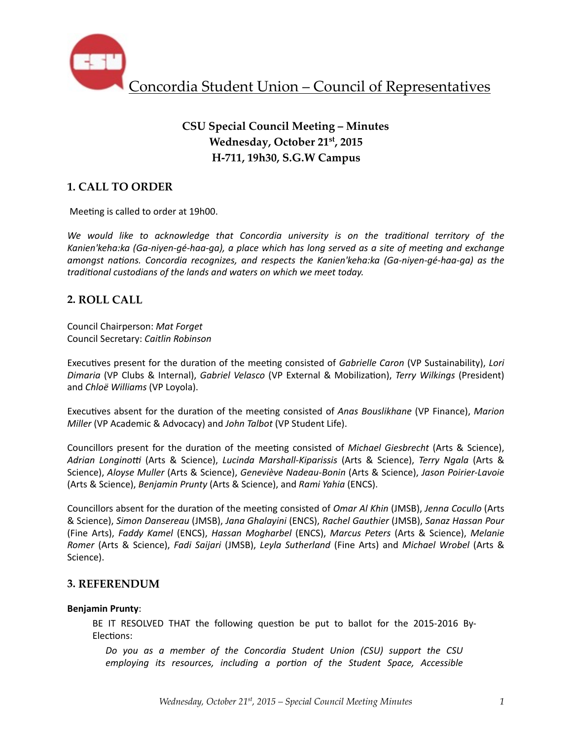Concordia Student Union – Council of Representatives

## CSU Special Council Meeting – Minutes
### Wednesday, October 21st, 2015
### H-711, 19h30, S.G.W Campus

## 1. CALL TO ORDER

Meeting is called to order at 19h00.

*We would like to acknowledge that Concordia university is on the traditional territory of the Kanien'keha:ka (Ga-niyen-gé-haa-ga), a place which has long served as a site of meeting and exchange amongst nations. Concordia recognizes, and respects the Kanien'keha:ka (Ga-niyen-gé-haa-ga) as the traditional custodians of the lands and waters on which we meet today.*

## 2. ROLL CALL

Council Chairperson: *Mat Forget*
Council Secretary: *Caitlin Robinson*

Executives present for the duration of the meeting consisted of *Gabrielle Caron* (VP Sustainability), *Lori Dimaria* (VP Clubs & Internal), *Gabriel Velasco* (VP External & Mobilization), *Terry Wilkings* (President) and *Chloë Williams* (VP Loyola).

Executives absent for the duration of the meeting consisted of *Anas Bouslikhane* (VP Finance), *Marion Miller* (VP Academic & Advocacy) and *John Talbot* (VP Student Life).

Councillors present for the duration of the meeting consisted of *Michael Giesbrecht* (Arts & Science), *Adrian Longinotti* (Arts & Science), *Lucinda Marshall-Kiparissis* (Arts & Science), *Terry Ngala* (Arts & Science), *Aloyse Muller* (Arts & Science), *Geneviève Nadeau-Bonin* (Arts & Science), *Jason Poirier-Lavoie* (Arts & Science), *Benjamin Prunty* (Arts & Science), and *Rami Yahia* (ENCS).

Councillors absent for the duration of the meeting consisted of *Omar Al Khin* (JMSB), *Jenna Cocullo* (Arts & Science), *Simon Dansereau* (JMSB), *Jana Ghalayini* (ENCS), *Rachel Gauthier* (JMSB), *Sanaz Hassan Pour* (Fine Arts), *Faddy Kamel* (ENCS), *Hassan Mogharbel* (ENCS), *Marcus Peters* (Arts & Science), *Melanie Romer* (Arts & Science), *Fadi Saijari* (JMSB), *Leyla Sutherland* (Fine Arts) and *Michael Wrobel* (Arts & Science).

## 3. REFERENDUM

**Benjamin Prunty**:

> BE IT RESOLVED THAT the following question be put to ballot for the 2015-2016 By-Elections:
>
> > *Do you as a member of the Concordia Student Union (CSU) support the CSU employing its resources, including a portion of the Student Space, Accessible*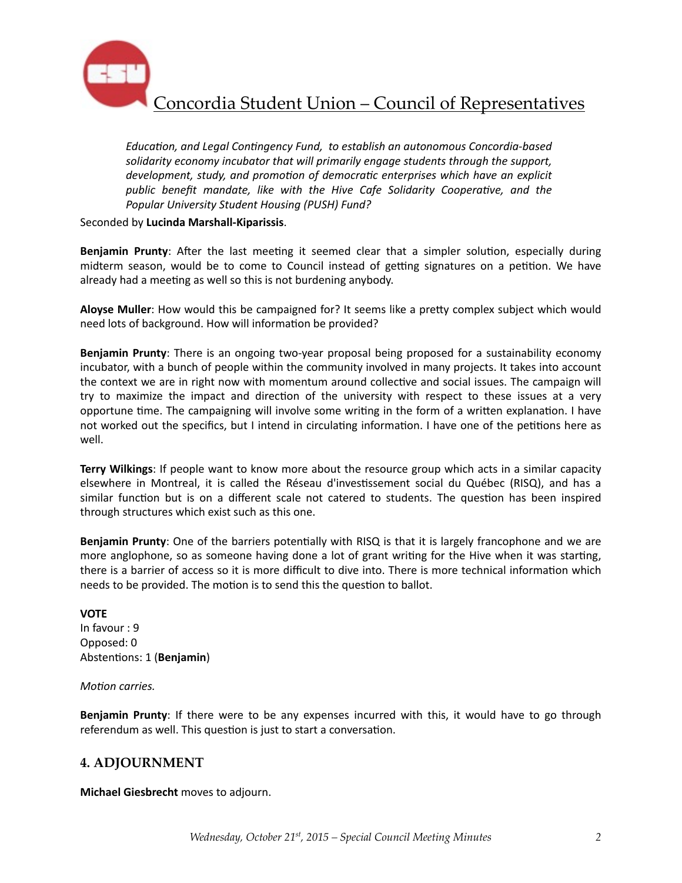*Education, and Legal Contingency Fund, to establish an autonomous Concordia-based solidarity economy incubator that will primarily engage students through the support, development, study, and promotion of democratic enterprises which have an explicit public benefit mandate, like with the Hive Cafe Solidarity Cooperative, and the Popular University Student Housing (PUSH) Fund?*

Seconded by **Lucinda Marshall-Kiparissis**.

**Benjamin Prunty**: After the last meeting it seemed clear that a simpler solution, especially during midterm season, would be to come to Council instead of getting signatures on a petition. We have already had a meeting as well so this is not burdening anybody.

**Aloyse Muller**: How would this be campaigned for? It seems like a pretty complex subject which would need lots of background. How will information be provided?

**Benjamin Prunty**: There is an ongoing two-year proposal being proposed for a sustainability economy incubator, with a bunch of people within the community involved in many projects. It takes into account the context we are in right now with momentum around collective and social issues. The campaign will try to maximize the impact and direction of the university with respect to these issues at a very opportune time. The campaigning will involve some writing in the form of a written explanation. I have not worked out the specifics, but I intend in circulating information. I have one of the petitions here as well.

**Terry Wilkings**: If people want to know more about the resource group which acts in a similar capacity elsewhere in Montreal, it is called the Réseau d'investissement social du Québec (RISQ), and has a similar function but is on a different scale not catered to students. The question has been inspired through structures which exist such as this one.

**Benjamin Prunty**: One of the barriers potentially with RISQ is that it is largely francophone and we are more anglophone, so as someone having done a lot of grant writing for the Hive when it was starting, there is a barrier of access so it is more difficult to dive into. There is more technical information which needs to be provided. The motion is to send this the question to ballot.

**VOTE**
In favour : 9
Opposed: 0
Abstentions: 1 (**Benjamin**)

*Motion carries.*

**Benjamin Prunty**: If there were to be any expenses incurred with this, it would have to go through referendum as well. This question is just to start a conversation.

## 4. ADJOURNMENT

**Michael Giesbrecht** moves to adjourn.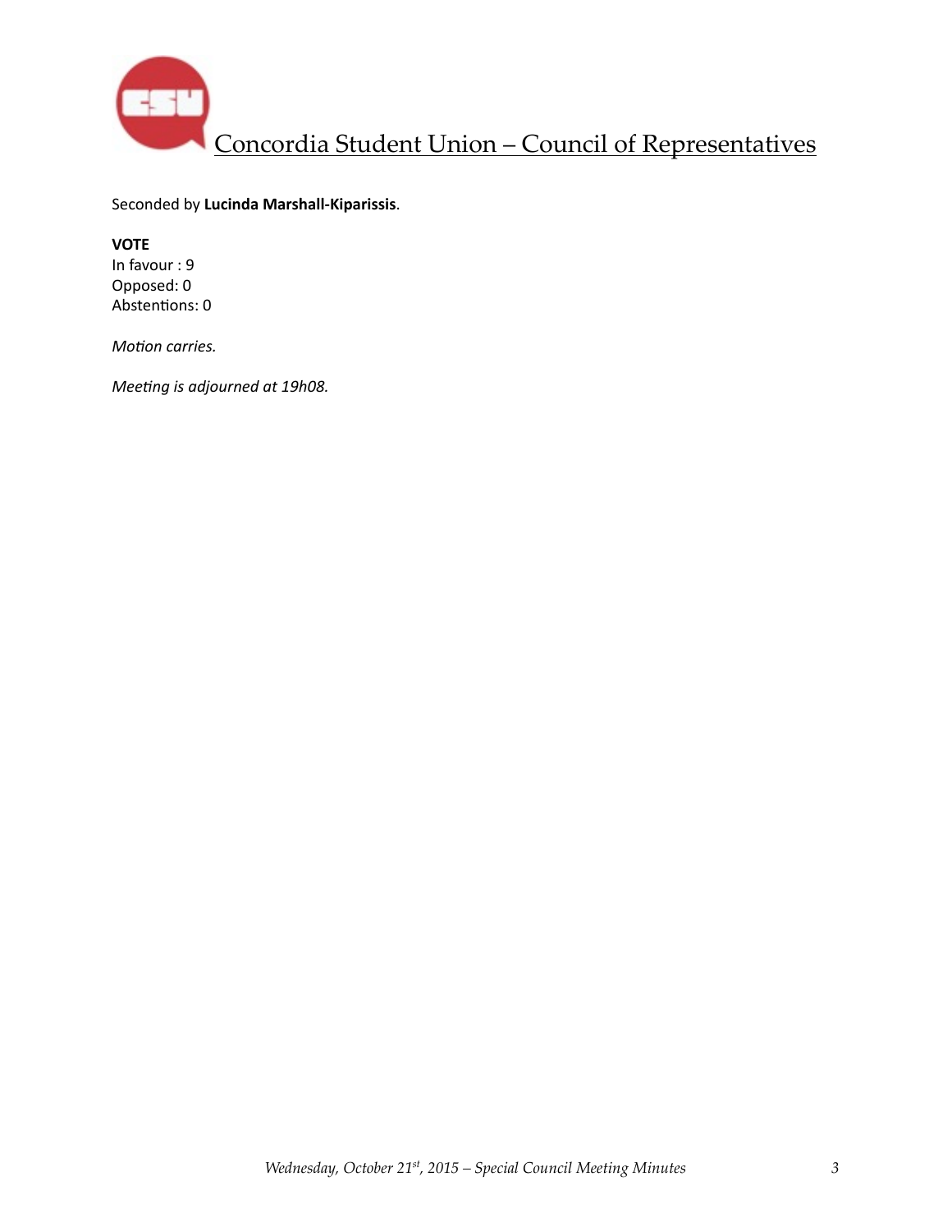Seconded by **Lucinda Marshall-Kiparissis**.

**VOTE**
In favour : 9
Opposed: 0
Abstentions: 0

*Motion carries.*

*Meeting is adjourned at 19h08.*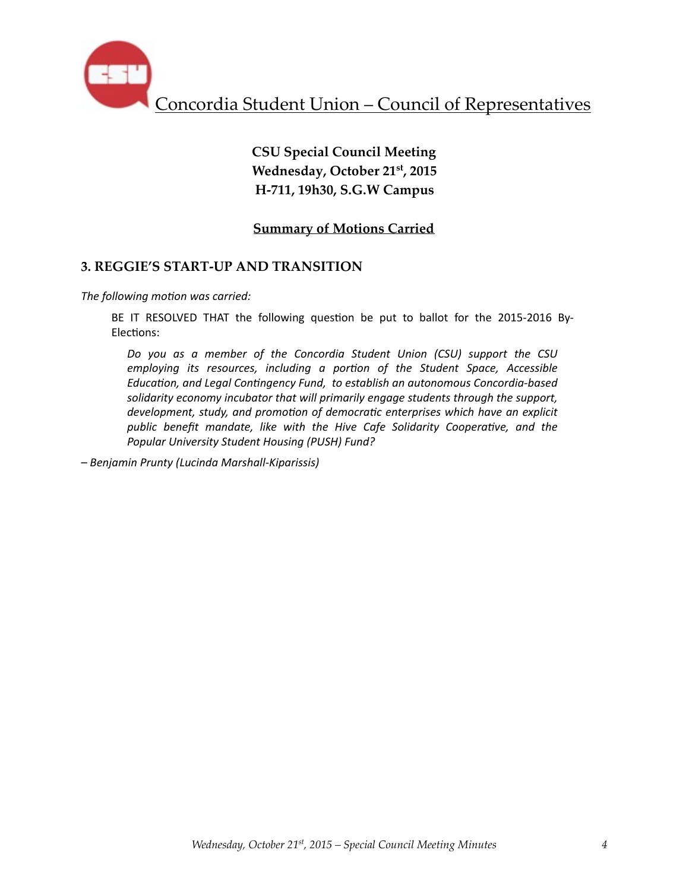Concordia Student Union – Council of Representatives

**CSU Special Council Meeting**
**Wednesday, October 21st, 2015**
**H-711, 19h30, S.G.W Campus**

**Summary of Motions Carried**

### 3. REGGIE'S START-UP AND TRANSITION

*The following motion was carried:*

> BE IT RESOLVED THAT the following question be put to ballot for the 2015-2016 By-Elections:
>
> > *Do you as a member of the Concordia Student Union (CSU) support the CSU employing its resources, including a portion of the Student Space, Accessible Education, and Legal Contingency Fund, to establish an autonomous Concordia-based solidarity economy incubator that will primarily engage students through the support, development, study, and promotion of democratic enterprises which have an explicit public benefit mandate, like with the Hive Cafe Solidarity Cooperative, and the Popular University Student Housing (PUSH) Fund?*

*– Benjamin Prunty (Lucinda Marshall-Kiparissis)*